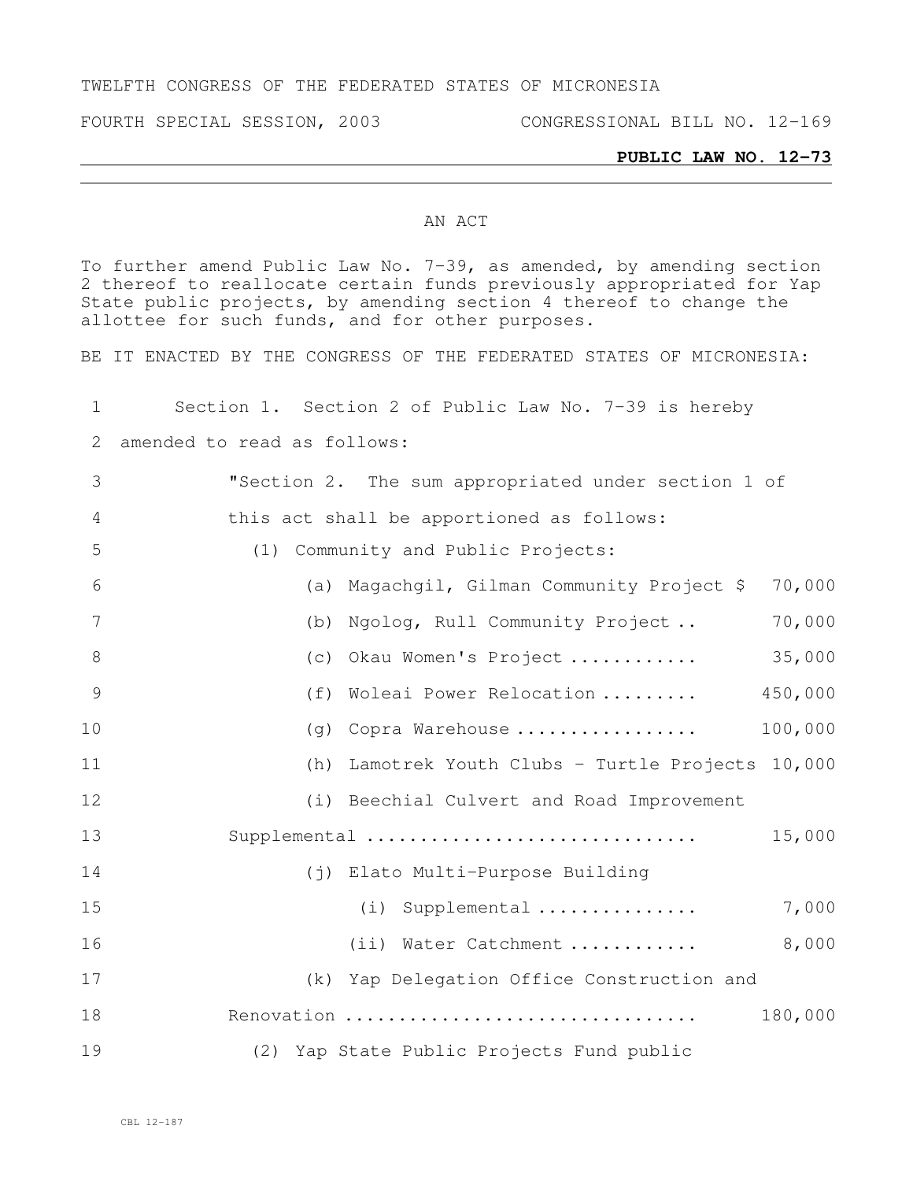TWELFTH CONGRESS OF THE FEDERATED STATES OF MICRONESIA

FOURTH SPECIAL SESSION, 2003 CONGRESSIONAL BILL NO. 12-169

**PUBLIC LAW NO. 12-73**

AN ACT

To further amend Public Law No. 7-39, as amended, by amending section 2 thereof to reallocate certain funds previously appropriated for Yap State public projects, by amending section 4 thereof to change the allottee for such funds, and for other purposes.

BE IT ENACTED BY THE CONGRESS OF THE FEDERATED STATES OF MICRONESIA:

1 Section 1. Section 2 of Public Law No. 7-39 is hereby
2 amended to read as follows:
3 "Section 2. The sum appropriated under section 1 of
4 this act shall be apportioned as follows:
5 (1) Community and Public Projects:
6 (a) Magachgil, Gilman Community Project $ 70,000
7 (b) Ngolog, Rull Community Project .. 70,000
8 (c) Okau Women's Project ............ 35,000
9 (f) Woleai Power Relocation ......... 450,000
10 (g) Copra Warehouse ................. 100,000
11 (h) Lamotrek Youth Clubs - Turtle Projects 10,000
12 (i) Beechial Culvert and Road Improvement
13 Supplemental ............................... 15,000
14 (j) Elato Multi-Purpose Building
15 (i) Supplemental ............... 7,000
16 (ii) Water Catchment ............ 8,000
17 (k) Yap Delegation Office Construction and
18 Renovation ................................. 180,000
19 (2) Yap State Public Projects Fund public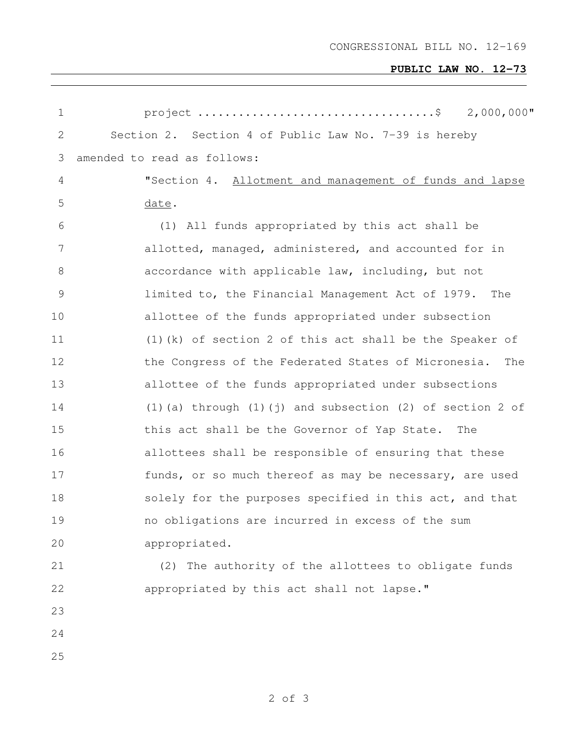project ..................................$ 2,000,000"

Section 2. Section 4 of Public Law No. 7-39 is hereby amended to read as follows:

"Section 4. Allotment and management of funds and lapse date.

(1) All funds appropriated by this act shall be allotted, managed, administered, and accounted for in accordance with applicable law, including, but not limited to, the Financial Management Act of 1979. The allottee of the funds appropriated under subsection (1)(k) of section 2 of this act shall be the Speaker of the Congress of the Federated States of Micronesia. The allottee of the funds appropriated under subsections (1)(a) through (1)(j) and subsection (2) of section 2 of this act shall be the Governor of Yap State. The allottees shall be responsible of ensuring that these funds, or so much thereof as may be necessary, are used solely for the purposes specified in this act, and that no obligations are incurred in excess of the sum appropriated.

(2) The authority of the allottees to obligate funds appropriated by this act shall not lapse."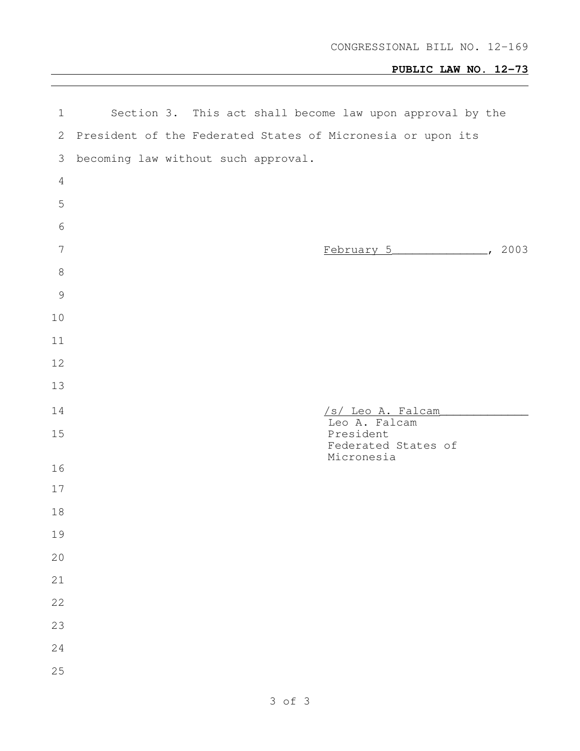Section 3. This act shall become law upon approval by the President of the Federated States of Micronesia or upon its becoming law without such approval.

February 5, 2003

/s/ Leo A. Falcam

Leo A. Falcam
President
Federated States of Micronesia